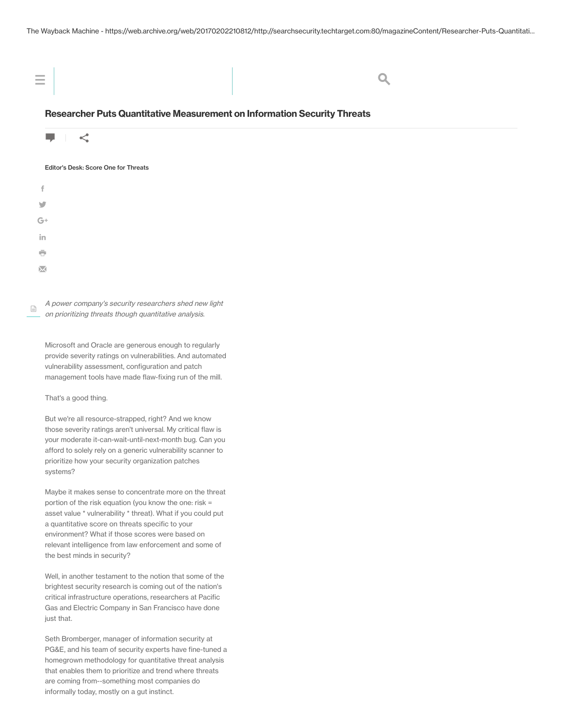# Researcher Puts Quantitative Measurement on Information Security Threats

Editor's Desk: Score One for Threats

*A power company's security researchers shed new light on prioritizing threats though quantitative analysis.*

Microsoft and Oracle are generous enough to regularly provide severity ratings on vulnerabilities. And automated vulnerability assessment, configuration and patch management tools have made flaw-fixing run of the mill.

That's a good thing.

But we're all resource-strapped, right? And we know those severity ratings aren't universal. My critical flaw is your moderate it-can-wait-until-next-month bug. Can you afford to solely rely on a generic vulnerability scanner to prioritize how your security organization patches systems?

Maybe it makes sense to concentrate more on the threat portion of the risk equation (you know the one: risk = asset value * vulnerability * threat). What if you could put a quantitative score on threats specific to your environment? What if those scores were based on relevant intelligence from law enforcement and some of the best minds in security?

Well, in another testament to the notion that some of the brightest security research is coming out of the nation's critical infrastructure operations, researchers at Pacific Gas and Electric Company in San Francisco have done just that.

Seth Bromberger, manager of information security at PG&E, and his team of security experts have fine-tuned a homegrown methodology for quantitative threat analysis that enables them to prioritize and trend where threats are coming from--something most companies do informally today, mostly on a gut instinct.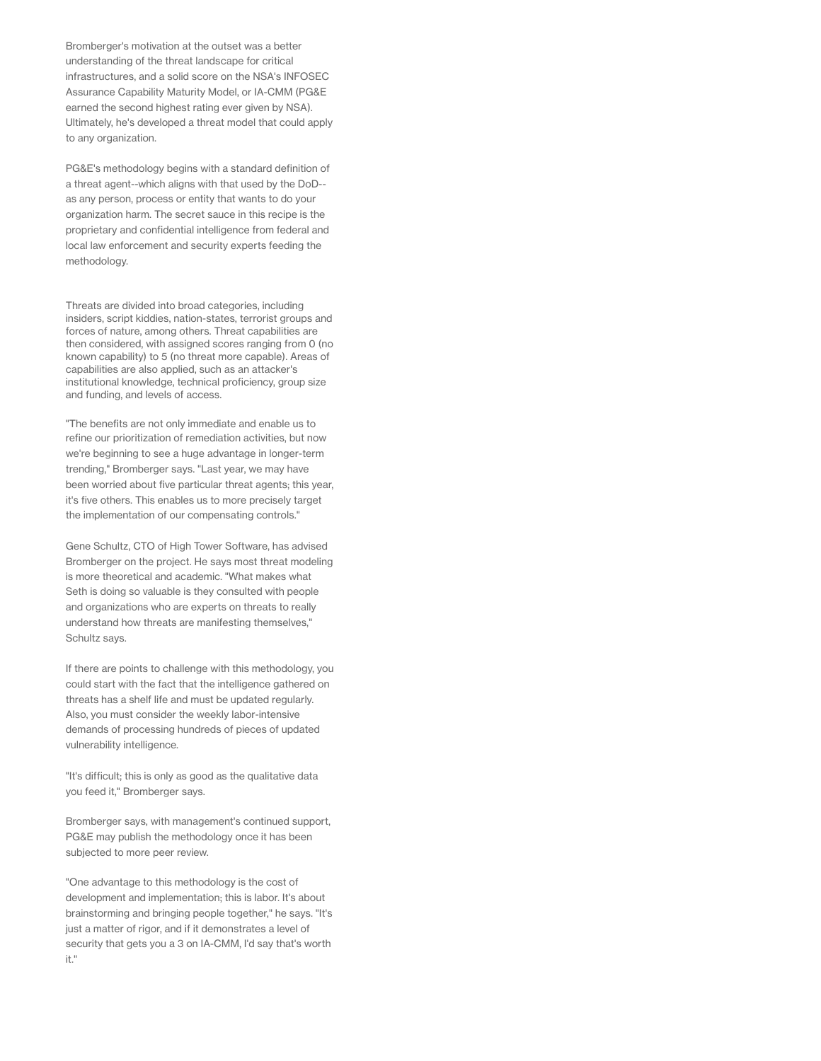Bromberger's motivation at the outset was a better understanding of the threat landscape for critical infrastructures, and a solid score on the NSA's INFOSEC Assurance Capability Maturity Model, or IA-CMM (PG&E earned the second highest rating ever given by NSA). Ultimately, he's developed a threat model that could apply to any organization.

PG&E's methodology begins with a standard definition of a threat agent--which aligns with that used by the DoD--as any person, process or entity that wants to do your organization harm. The secret sauce in this recipe is the proprietary and confidential intelligence from federal and local law enforcement and security experts feeding the methodology.

Threats are divided into broad categories, including insiders, script kiddies, nation-states, terrorist groups and forces of nature, among others. Threat capabilities are then considered, with assigned scores ranging from 0 (no known capability) to 5 (no threat more capable). Areas of capabilities are also applied, such as an attacker's institutional knowledge, technical proficiency, group size and funding, and levels of access.

"The benefits are not only immediate and enable us to refine our prioritization of remediation activities, but now we're beginning to see a huge advantage in longer-term trending," Bromberger says. "Last year, we may have been worried about five particular threat agents; this year, it's five others. This enables us to more precisely target the implementation of our compensating controls."

Gene Schultz, CTO of High Tower Software, has advised Bromberger on the project. He says most threat modeling is more theoretical and academic. "What makes what Seth is doing so valuable is they consulted with people and organizations who are experts on threats to really understand how threats are manifesting themselves," Schultz says.

If there are points to challenge with this methodology, you could start with the fact that the intelligence gathered on threats has a shelf life and must be updated regularly. Also, you must consider the weekly labor-intensive demands of processing hundreds of pieces of updated vulnerability intelligence.

"It's difficult; this is only as good as the qualitative data you feed it," Bromberger says.

Bromberger says, with management's continued support, PG&E may publish the methodology once it has been subjected to more peer review.

"One advantage to this methodology is the cost of development and implementation; this is labor. It's about brainstorming and bringing people together," he says. "It's just a matter of rigor, and if it demonstrates a level of security that gets you a 3 on IA-CMM, I'd say that's worth it."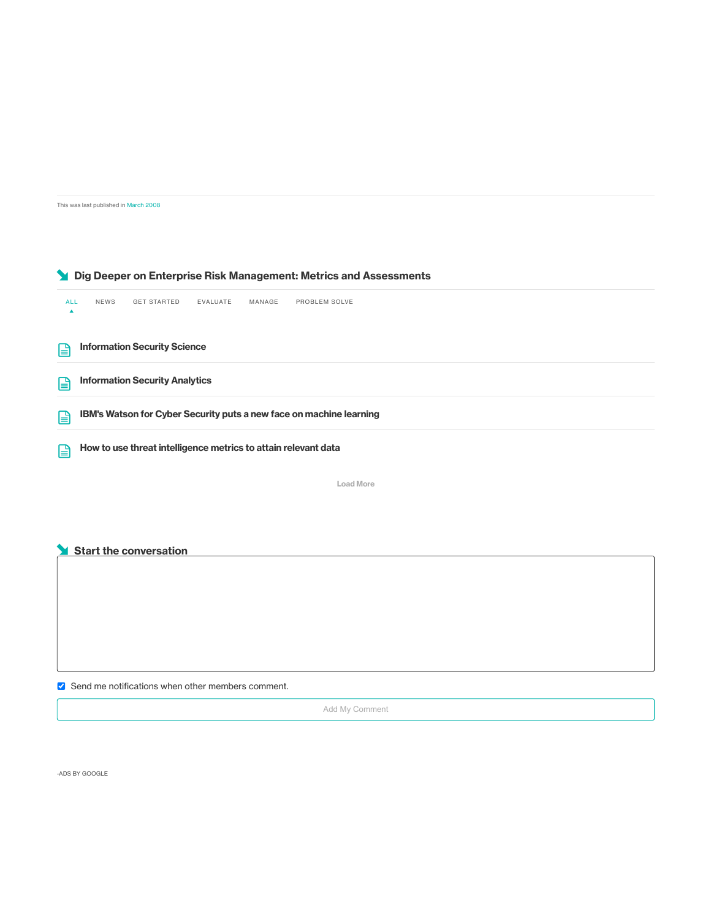This was last published in March 2008

## Dig Deeper on Enterprise Risk Management: Metrics and Assessments

ALL NEWS GET STARTED EVALUATE MANAGE PROBLEM SOLVE

**Information Security Science**

**Information Security Analytics**

**IBM's Watson for Cyber Security puts a new face on machine learning**

**How to use threat intelligence metrics to attain relevant data**

Load More

## Start the conversation

- [x] Send me notifications when other members comment.

Add My Comment

-ADS BY GOOGLE